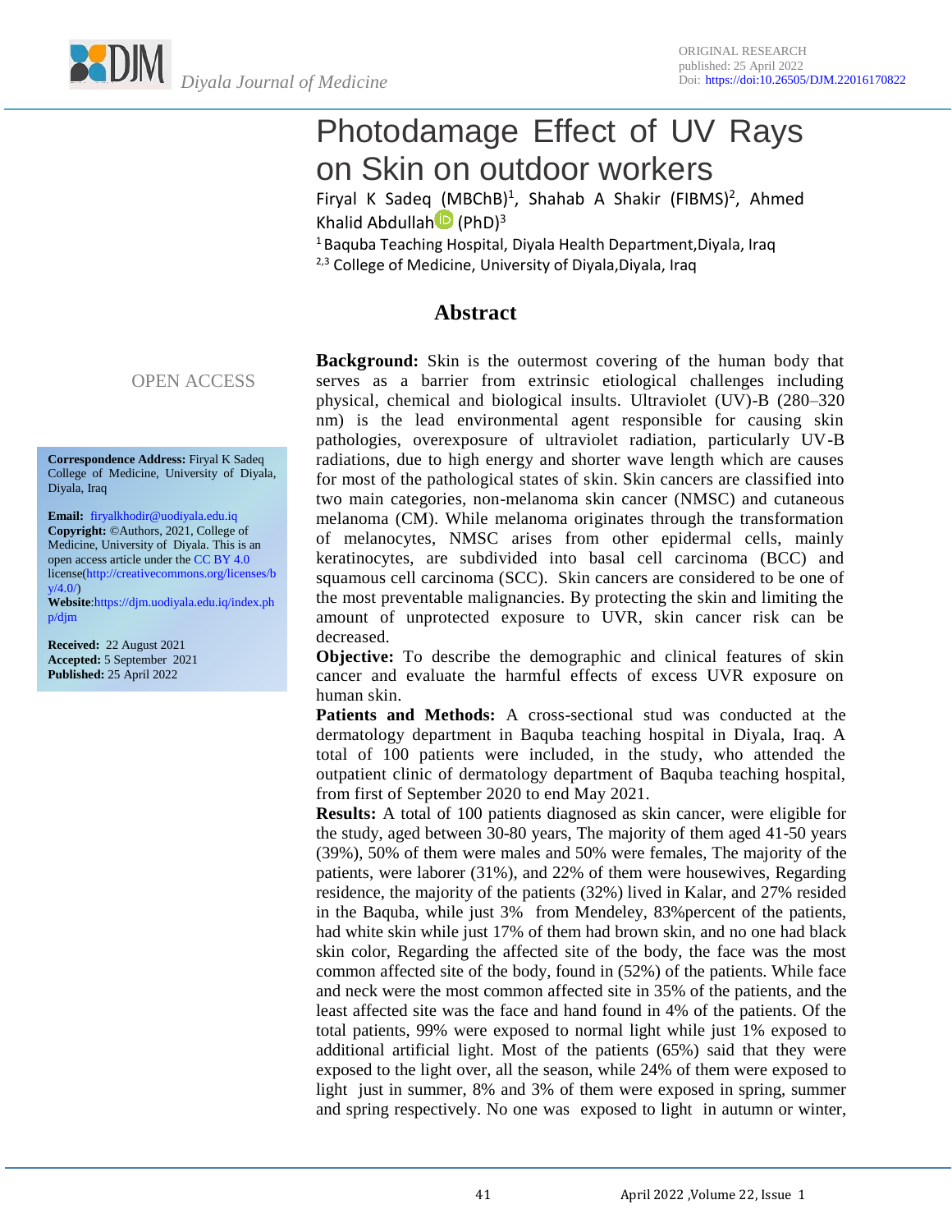ORIGINAL RESEARCH
published: 25 April 2022
Doi: https://doi:10.26505/DJM.22016170822

# Photodamage Effect of UV Rays on Skin on outdoor workers

Firyal K Sadeq (MBChB)[1], Shahab A Shakir (FIBMS)[2], Ahmed Khalid Abdullah (PhD)[3]

[1] Baquba Teaching Hospital, Diyala Health Department,Diyala, Iraq
[2,3] College of Medicine, University of Diyala,Diyala, Iraq

OPEN ACCESS

**Correspondence Address:** Firyal K Sadeq College of Medicine, University of Diyala, Diyala, Iraq

**Email:** firyalkhodir@uodiyala.edu.iq
**Copyright:** ©Authors, 2021, College of Medicine, University of Diyala. This is an open access article under the CC BY 4.0 license(http://creativecommons.org/licenses/by/4.0/)
**Website**:https://djm.uodiyala.edu.iq/index.php/djm

**Received:** 22 August 2021
**Accepted:** 5 September 2021
**Published:** 25 April 2022

## Abstract

**Background:** Skin is the outermost covering of the human body that serves as a barrier from extrinsic etiological challenges including physical, chemical and biological insults. Ultraviolet (UV)-B (280–320 nm) is the lead environmental agent responsible for causing skin pathologies, overexposure of ultraviolet radiation, particularly UV-B radiations, due to high energy and shorter wave length which are causes for most of the pathological states of skin. Skin cancers are classified into two main categories, non-melanoma skin cancer (NMSC) and cutaneous melanoma (CM). While melanoma originates through the transformation of melanocytes, NMSC arises from other epidermal cells, mainly keratinocytes, are subdivided into basal cell carcinoma (BCC) and squamous cell carcinoma (SCC). Skin cancers are considered to be one of the most preventable malignancies. By protecting the skin and limiting the amount of unprotected exposure to UVR, skin cancer risk can be decreased.

**Objective:** To describe the demographic and clinical features of skin cancer and evaluate the harmful effects of excess UVR exposure on human skin.

**Patients and Methods:** A cross-sectional stud was conducted at the dermatology department in Baquba teaching hospital in Diyala, Iraq. A total of 100 patients were included, in the study, who attended the outpatient clinic of dermatology department of Baquba teaching hospital, from first of September 2020 to end May 2021.

**Results:** A total of 100 patients diagnosed as skin cancer, were eligible for the study, aged between 30-80 years, The majority of them aged 41-50 years (39%), 50% of them were males and 50% were females, The majority of the patients, were laborer (31%), and 22% of them were housewives, Regarding residence, the majority of the patients (32%) lived in Kalar, and 27% resided in the Baquba, while just 3% from Mendeley, 83%percent of the patients, had white skin while just 17% of them had brown skin, and no one had black skin color, Regarding the affected site of the body, the face was the most common affected site of the body, found in (52%) of the patients. While face and neck were the most common affected site in 35% of the patients, and the least affected site was the face and hand found in 4% of the patients. Of the total patients, 99% were exposed to normal light while just 1% exposed to additional artificial light. Most of the patients (65%) said that they were exposed to the light over, all the season, while 24% of them were exposed to light just in summer, 8% and 3% of them were exposed in spring, summer and spring respectively. No one was exposed to light in autumn or winter,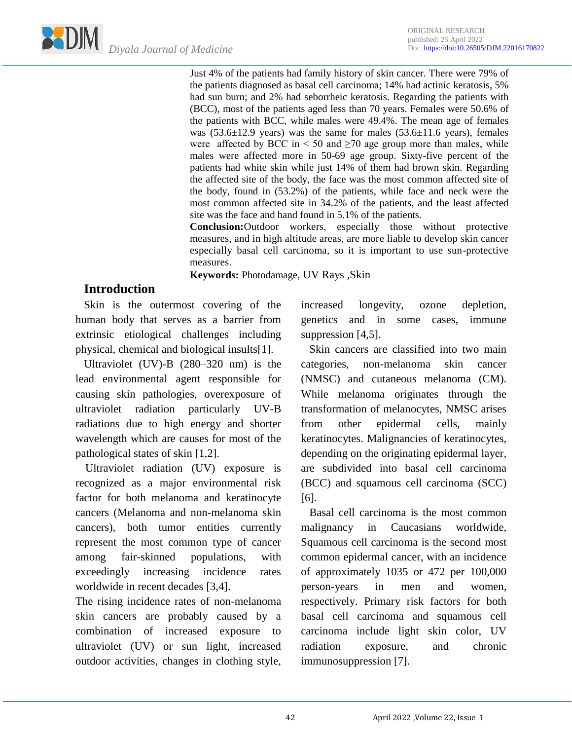Just 4% of the patients had family history of skin cancer. There were 79% of the patients diagnosed as basal cell carcinoma; 14% had actinic keratosis, 5% had sun burn; and 2% had seborrheic keratosis. Regarding the patients with (BCC), most of the patients aged less than 70 years. Females were 50.6% of the patients with BCC, while males were 49.4%. The mean age of females was (53.6±12.9 years) was the same for males (53.6±11.6 years), females were affected by BCC in < 50 and ≥70 age group more than males, while males were affected more in 50-69 age group. Sixty-five percent of the patients had white skin while just 14% of them had brown skin. Regarding the affected site of the body, the face was the most common affected site of the body, found in (53.2%) of the patients, while face and neck were the most common affected site in 34.2% of the patients, and the least affected site was the face and hand found in 5.1% of the patients.

**Conclusion:** Outdoor workers, especially those without protective measures, and in high altitude areas, are more liable to develop skin cancer especially basal cell carcinoma, so it is important to use sun-protective measures.

**Keywords:** Photodamage, UV Rays ,Skin

## Introduction

Skin is the outermost covering of the human body that serves as a barrier from extrinsic etiological challenges including physical, chemical and biological insults[1].

Ultraviolet (UV)-B (280–320 nm) is the lead environmental agent responsible for causing skin pathologies, overexposure of ultraviolet radiation particularly UV-B radiations due to high energy and shorter wavelength which are causes for most of the pathological states of skin [1,2].

Ultraviolet radiation (UV) exposure is recognized as a major environmental risk factor for both melanoma and keratinocyte cancers (Melanoma and non-melanoma skin cancers), both tumor entities currently represent the most common type of cancer among fair-skinned populations, with exceedingly increasing incidence rates worldwide in recent decades [3,4].

The rising incidence rates of non-melanoma skin cancers are probably caused by a combination of increased exposure to ultraviolet (UV) or sun light, increased outdoor activities, changes in clothing style, increased longevity, ozone depletion, genetics and in some cases, immune suppression [4,5].

Skin cancers are classified into two main categories, non-melanoma skin cancer (NMSC) and cutaneous melanoma (CM). While melanoma originates through the transformation of melanocytes, NMSC arises from other epidermal cells, mainly keratinocytes. Malignancies of keratinocytes, depending on the originating epidermal layer, are subdivided into basal cell carcinoma (BCC) and squamous cell carcinoma (SCC) [6].

Basal cell carcinoma is the most common malignancy in Caucasians worldwide, Squamous cell carcinoma is the second most common epidermal cancer, with an incidence of approximately 1035 or 472 per 100,000 person-years in men and women, respectively. Primary risk factors for both basal cell carcinoma and squamous cell carcinoma include light skin color, UV radiation exposure, and chronic immunosuppression [7].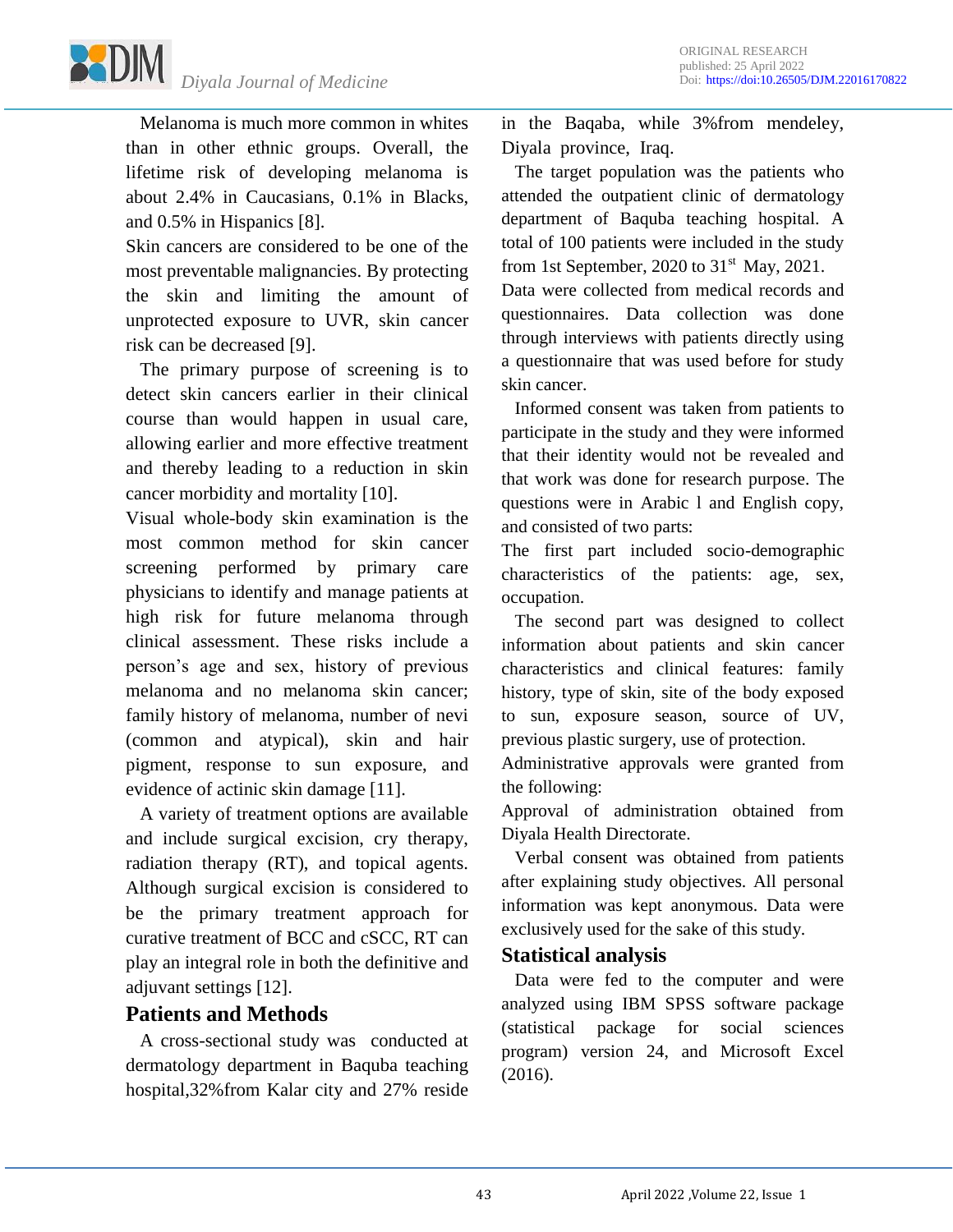Melanoma is much more common in whites than in other ethnic groups. Overall, the lifetime risk of developing melanoma is about 2.4% in Caucasians, 0.1% in Blacks, and 0.5% in Hispanics [8].

Skin cancers are considered to be one of the most preventable malignancies. By protecting the skin and limiting the amount of unprotected exposure to UVR, skin cancer risk can be decreased [9].

The primary purpose of screening is to detect skin cancers earlier in their clinical course than would happen in usual care, allowing earlier and more effective treatment and thereby leading to a reduction in skin cancer morbidity and mortality [10].

Visual whole-body skin examination is the most common method for skin cancer screening performed by primary care physicians to identify and manage patients at high risk for future melanoma through clinical assessment. These risks include a person's age and sex, history of previous melanoma and no melanoma skin cancer; family history of melanoma, number of nevi (common and atypical), skin and hair pigment, response to sun exposure, and evidence of actinic skin damage [11].

A variety of treatment options are available and include surgical excision, cry therapy, radiation therapy (RT), and topical agents. Although surgical excision is considered to be the primary treatment approach for curative treatment of BCC and cSCC, RT can play an integral role in both the definitive and adjuvant settings [12].

## Patients and Methods

A cross-sectional study was conducted at dermatology department in Baquba teaching hospital,32%from Kalar city and 27% reside in the Baqaba, while 3%from mendeley, Diyala province, Iraq.

The target population was the patients who attended the outpatient clinic of dermatology department of Baquba teaching hospital. A total of 100 patients were included in the study from 1st September, 2020 to 31st May, 2021.

Data were collected from medical records and questionnaires. Data collection was done through interviews with patients directly using a questionnaire that was used before for study skin cancer.

Informed consent was taken from patients to participate in the study and they were informed that their identity would not be revealed and that work was done for research purpose. The questions were in Arabic l and English copy, and consisted of two parts:

The first part included socio-demographic characteristics of the patients: age, sex, occupation.

The second part was designed to collect information about patients and skin cancer characteristics and clinical features: family history, type of skin, site of the body exposed to sun, exposure season, source of UV, previous plastic surgery, use of protection.

Administrative approvals were granted from the following:

Approval of administration obtained from Diyala Health Directorate.

Verbal consent was obtained from patients after explaining study objectives. All personal information was kept anonymous. Data were exclusively used for the sake of this study.

## Statistical analysis

Data were fed to the computer and were analyzed using IBM SPSS software package (statistical package for social sciences program) version 24, and Microsoft Excel (2016).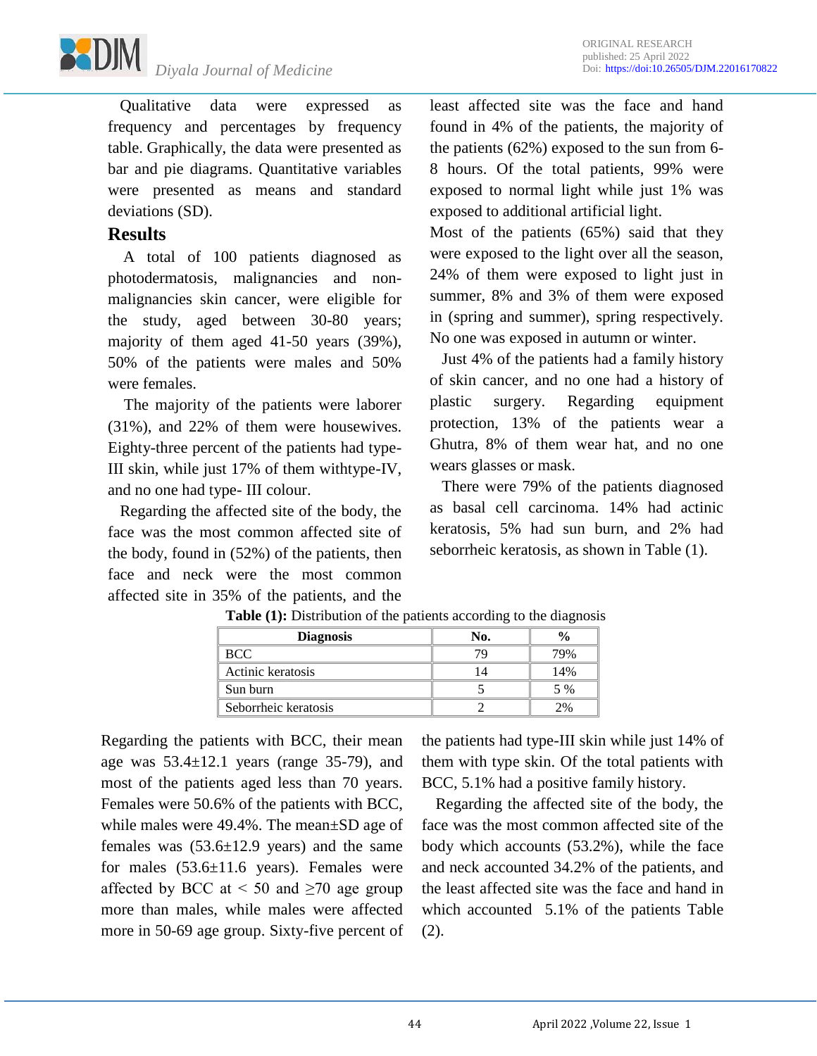Qualitative data were expressed as frequency and percentages by frequency table. Graphically, the data were presented as bar and pie diagrams. Quantitative variables were presented as means and standard deviations (SD).

## Results

A total of 100 patients diagnosed as photodermatosis, malignancies and non-malignancies skin cancer, were eligible for the study, aged between 30-80 years; majority of them aged 41-50 years (39%), 50% of the patients were males and 50% were females.

The majority of the patients were laborer (31%), and 22% of them were housewives. Eighty-three percent of the patients had type-III skin, while just 17% of them withtype-IV, and no one had type- III colour.

Regarding the affected site of the body, the face was the most common affected site of the body, found in (52%) of the patients, then face and neck were the most common affected site in 35% of the patients, and the least affected site was the face and hand found in 4% of the patients, the majority of the patients (62%) exposed to the sun from 6-8 hours. Of the total patients, 99% were exposed to normal light while just 1% was exposed to additional artificial light.

Most of the patients (65%) said that they were exposed to the light over all the season, 24% of them were exposed to light just in summer, 8% and 3% of them were exposed in (spring and summer), spring respectively. No one was exposed in autumn or winter.

Just 4% of the patients had a family history of skin cancer, and no one had a history of plastic surgery. Regarding equipment protection, 13% of the patients wear a Ghutra, 8% of them wear hat, and no one wears glasses or mask.

There were 79% of the patients diagnosed as basal cell carcinoma. 14% had actinic keratosis, 5% had sun burn, and 2% had seborrheic keratosis, as shown in Table (1).

**Table (1):** Distribution of the patients according to the diagnosis

| Diagnosis | No. | % |
|---|---|---|
| BCC | 79 | 79% |
| Actinic keratosis | 14 | 14% |
| Sun burn | 5 | 5 % |
| Seborrheic keratosis | 2 | 2% |

Regarding the patients with BCC, their mean age was 53.4±12.1 years (range 35-79), and most of the patients aged less than 70 years. Females were 50.6% of the patients with BCC, while males were 49.4%. The mean±SD age of females was (53.6±12.9 years) and the same for males (53.6±11.6 years). Females were affected by BCC at $< 50$ and $\geq 70$ age group more than males, while males were affected more in 50-69 age group. Sixty-five percent of the patients had type-III skin while just 14% of them with type skin. Of the total patients with BCC, 5.1% had a positive family history.

Regarding the affected site of the body, the face was the most common affected site of the body which accounts (53.2%), while the face and neck accounted 34.2% of the patients, and the least affected site was the face and hand in which accounted 5.1% of the patients Table (2).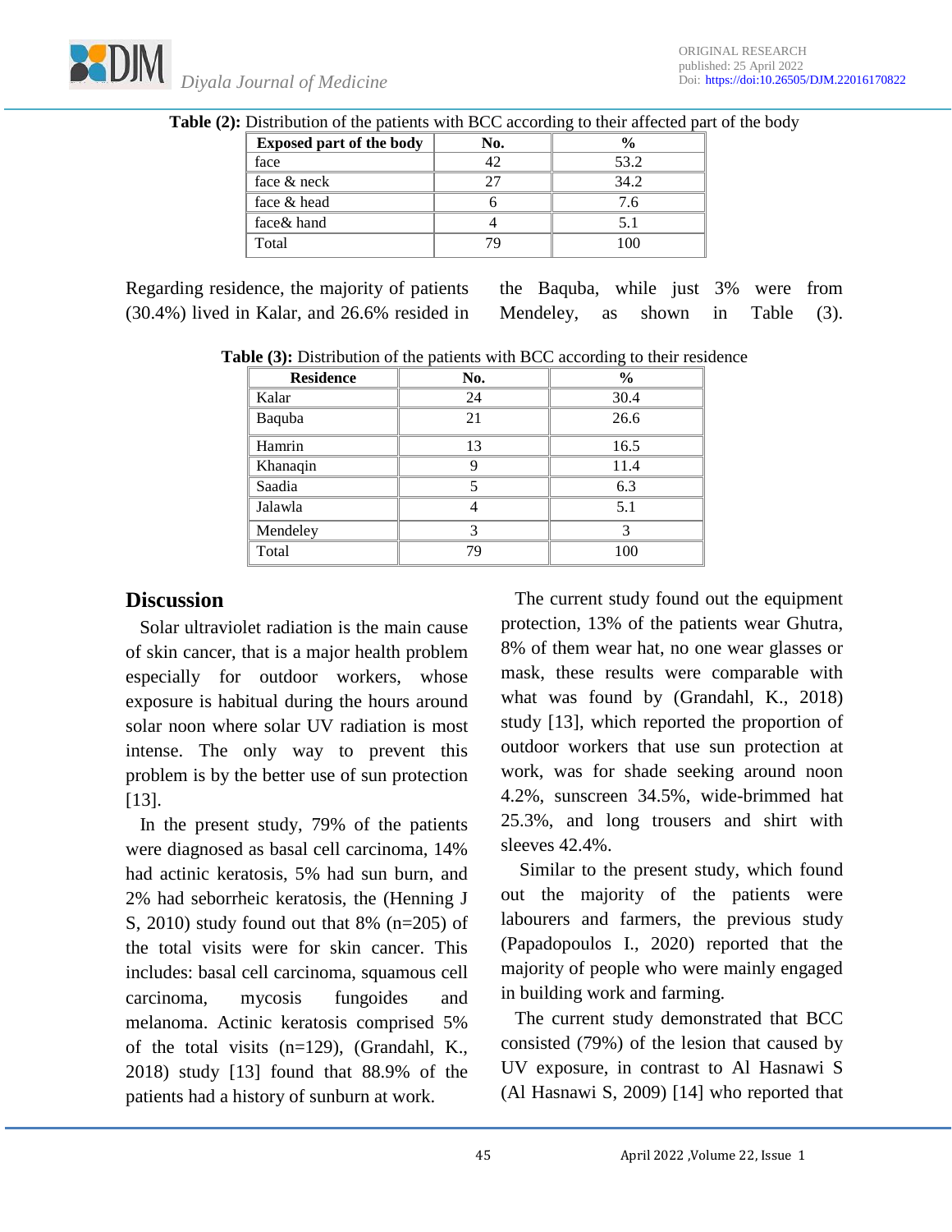**Table (2):** Distribution of the patients with BCC according to their affected part of the body

| Exposed part of the body | No. | % |
|---|---|---|
| face | 42 | 53.2 |
| face & neck | 27 | 34.2 |
| face & head | 6 | 7.6 |
| face& hand | 4 | 5.1 |
| Total | 79 | 100 |

Regarding residence, the majority of patients (30.4%) lived in Kalar, and 26.6% resided in the Baquba, while just 3% were from Mendeley, as shown in Table (3).

**Table (3):** Distribution of the patients with BCC according to their residence

| Residence | No. | % |
|---|---|---|
| Kalar | 24 | 30.4 |
| Baquba | 21 | 26.6 |
| Hamrin | 13 | 16.5 |
| Khanaqin | 9 | 11.4 |
| Saadia | 5 | 6.3 |
| Jalawla | 4 | 5.1 |
| Mendeley | 3 | 3 |
| Total | 79 | 100 |

## Discussion

Solar ultraviolet radiation is the main cause of skin cancer, that is a major health problem especially for outdoor workers, whose exposure is habitual during the hours around solar noon where solar UV radiation is most intense. The only way to prevent this problem is by the better use of sun protection [13].

In the present study, 79% of the patients were diagnosed as basal cell carcinoma, 14% had actinic keratosis, 5% had sun burn, and 2% had seborrheic keratosis, the (Henning J S, 2010) study found out that 8% (n=205) of the total visits were for skin cancer. This includes: basal cell carcinoma, squamous cell carcinoma, mycosis fungoides and melanoma. Actinic keratosis comprised 5% of the total visits (n=129), (Grandahl, K., 2018) study [13] found that 88.9% of the patients had a history of sunburn at work.

The current study found out the equipment protection, 13% of the patients wear Ghutra, 8% of them wear hat, no one wear glasses or mask, these results were comparable with what was found by (Grandahl, K., 2018) study [13], which reported the proportion of outdoor workers that use sun protection at work, was for shade seeking around noon 4.2%, sunscreen 34.5%, wide-brimmed hat 25.3%, and long trousers and shirt with sleeves 42.4%.

Similar to the present study, which found out the majority of the patients were labourers and farmers, the previous study (Papadopoulos I., 2020) reported that the majority of people who were mainly engaged in building work and farming.

The current study demonstrated that BCC consisted (79%) of the lesion that caused by UV exposure, in contrast to Al Hasnawi S (Al Hasnawi S, 2009) [14] who reported that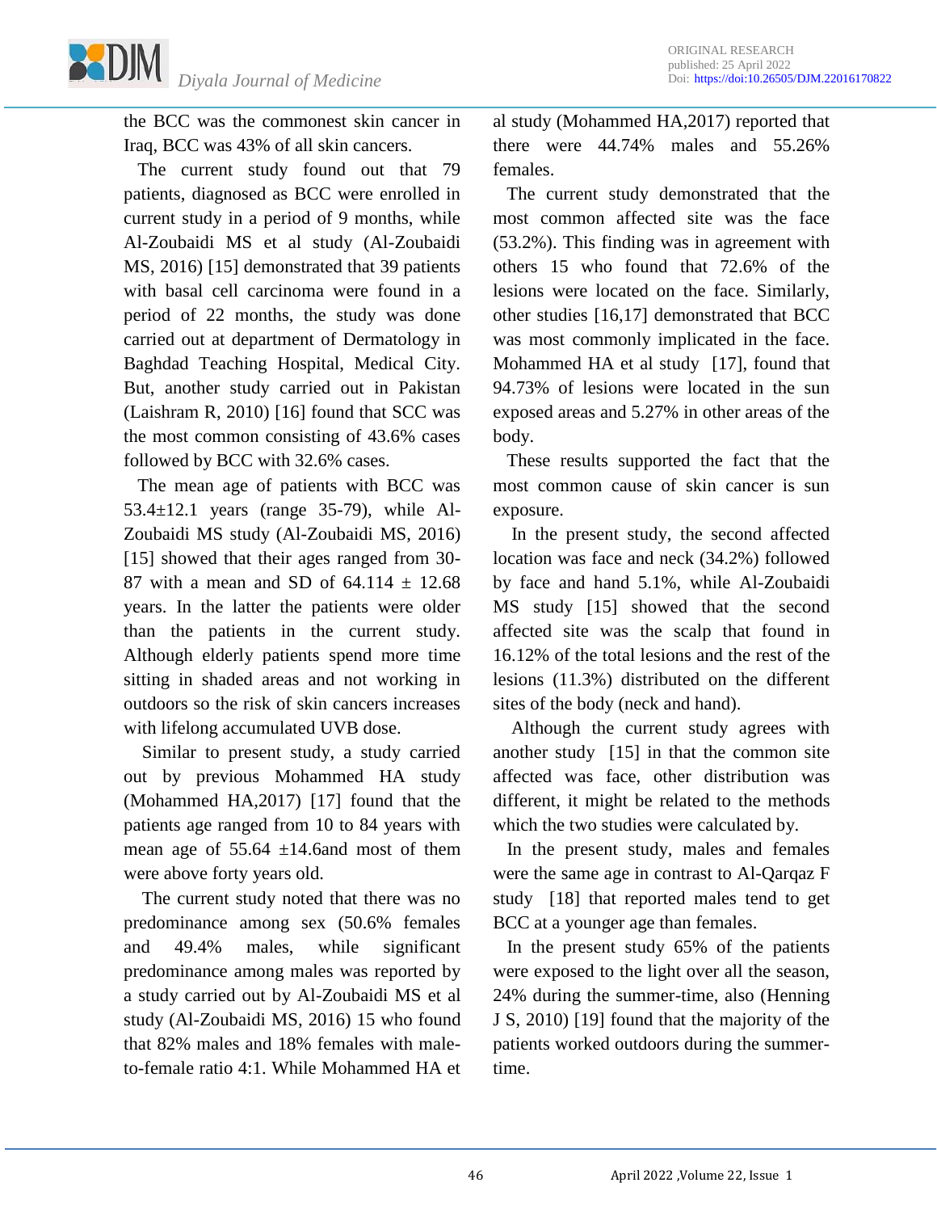the BCC was the commonest skin cancer in Iraq, BCC was 43% of all skin cancers.

The current study found out that 79 patients, diagnosed as BCC were enrolled in current study in a period of 9 months, while Al-Zoubaidi MS et al study (Al-Zoubaidi MS, 2016) [15] demonstrated that 39 patients with basal cell carcinoma were found in a period of 22 months, the study was done carried out at department of Dermatology in Baghdad Teaching Hospital, Medical City. But, another study carried out in Pakistan (Laishram R, 2010) [16] found that SCC was the most common consisting of 43.6% cases followed by BCC with 32.6% cases.

The mean age of patients with BCC was 53.4±12.1 years (range 35-79), while Al-Zoubaidi MS study (Al-Zoubaidi MS, 2016) [15] showed that their ages ranged from 30-87 with a mean and SD of 64.114 ± 12.68 years. In the latter the patients were older than the patients in the current study. Although elderly patients spend more time sitting in shaded areas and not working in outdoors so the risk of skin cancers increases with lifelong accumulated UVB dose.

Similar to present study, a study carried out by previous Mohammed HA study (Mohammed HA,2017) [17] found that the patients age ranged from 10 to 84 years with mean age of 55.64 ±14.6and most of them were above forty years old.

The current study noted that there was no predominance among sex (50.6% females and 49.4% males, while significant predominance among males was reported by a study carried out by Al-Zoubaidi MS et al study (Al-Zoubaidi MS, 2016) 15 who found that 82% males and 18% females with male-to-female ratio 4:1. While Mohammed HA et al study (Mohammed HA,2017) reported that there were 44.74% males and 55.26% females.

The current study demonstrated that the most common affected site was the face (53.2%). This finding was in agreement with others 15 who found that 72.6% of the lesions were located on the face. Similarly, other studies [16,17] demonstrated that BCC was most commonly implicated in the face. Mohammed HA et al study [17], found that 94.73% of lesions were located in the sun exposed areas and 5.27% in other areas of the body.

These results supported the fact that the most common cause of skin cancer is sun exposure.

In the present study, the second affected location was face and neck (34.2%) followed by face and hand 5.1%, while Al-Zoubaidi MS study [15] showed that the second affected site was the scalp that found in 16.12% of the total lesions and the rest of the lesions (11.3%) distributed on the different sites of the body (neck and hand).

Although the current study agrees with another study [15] in that the common site affected was face, other distribution was different, it might be related to the methods which the two studies were calculated by.

In the present study, males and females were the same age in contrast to Al-Qarqaz F study [18] that reported males tend to get BCC at a younger age than females.

In the present study 65% of the patients were exposed to the light over all the season, 24% during the summer-time, also (Henning J S, 2010) [19] found that the majority of the patients worked outdoors during the summer-time.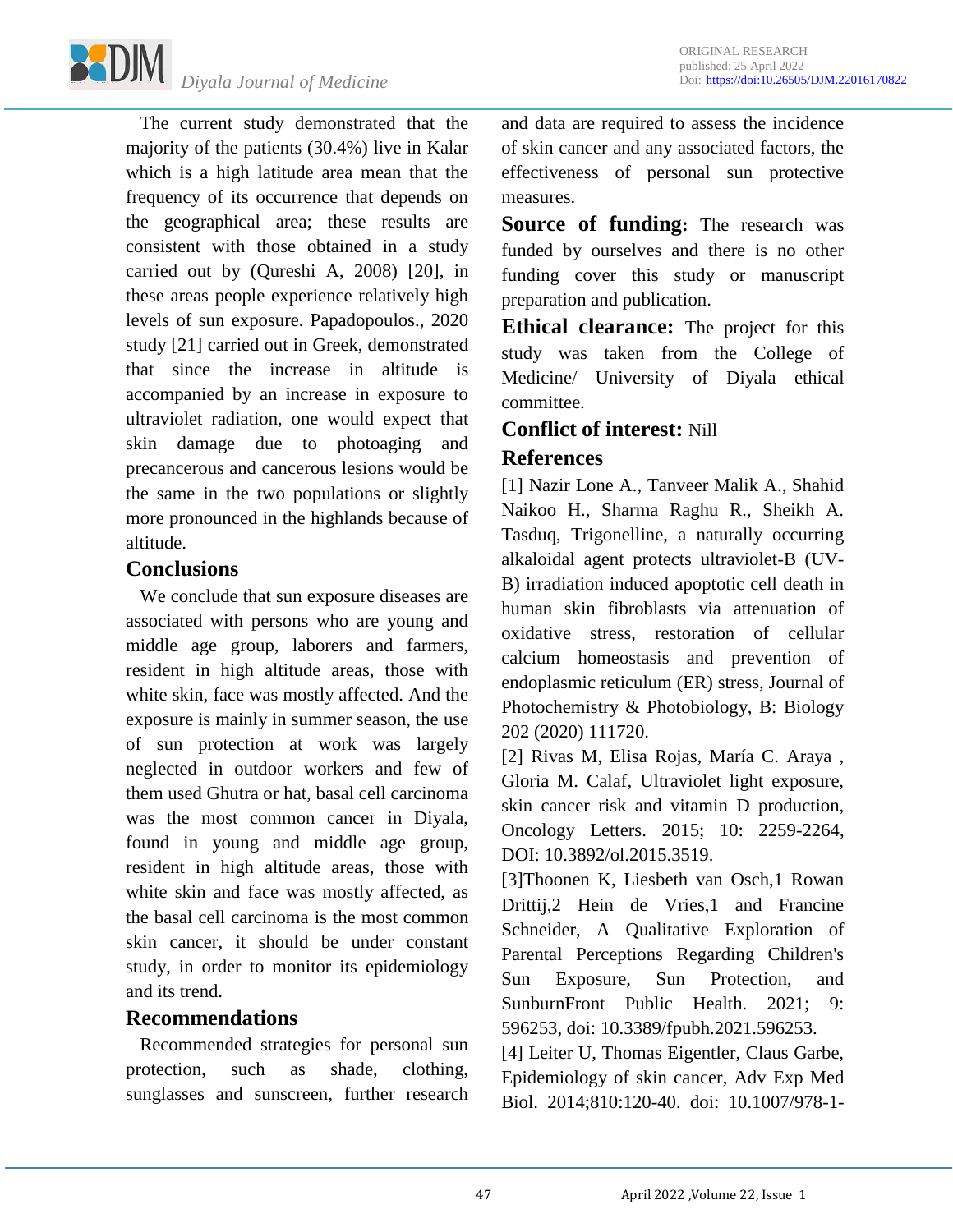The current study demonstrated that the majority of the patients (30.4%) live in Kalar which is a high latitude area mean that the frequency of its occurrence that depends on the geographical area; these results are consistent with those obtained in a study carried out by (Qureshi A, 2008) [20], in these areas people experience relatively high levels of sun exposure. Papadopoulos., 2020 study [21] carried out in Greek, demonstrated that since the increase in altitude is accompanied by an increase in exposure to ultraviolet radiation, one would expect that skin damage due to photoaging and precancerous and cancerous lesions would be the same in the two populations or slightly more pronounced in the highlands because of altitude.

## Conclusions

We conclude that sun exposure diseases are associated with persons who are young and middle age group, laborers and farmers, resident in high altitude areas, those with white skin, face was mostly affected. And the exposure is mainly in summer season, the use of sun protection at work was largely neglected in outdoor workers and few of them used Ghutra or hat, basal cell carcinoma was the most common cancer in Diyala, found in young and middle age group, resident in high altitude areas, those with white skin and face was mostly affected, as the basal cell carcinoma is the most common skin cancer, it should be under constant study, in order to monitor its epidemiology and its trend.

## Recommendations

Recommended strategies for personal sun protection, such as shade, clothing, sunglasses and sunscreen, further research and data are required to assess the incidence of skin cancer and any associated factors, the effectiveness of personal sun protective measures.

**Source of funding:** The research was funded by ourselves and there is no other funding cover this study or manuscript preparation and publication.

**Ethical clearance:** The project for this study was taken from the College of Medicine/ University of Diyala ethical committee.

**Conflict of interest:** Nill

## References

[1] Nazir Lone A., Tanveer Malik A., Shahid Naikoo H., Sharma Raghu R., Sheikh A. Tasduq, Trigonelline, a naturally occurring alkaloidal agent protects ultraviolet-B (UV-B) irradiation induced apoptotic cell death in human skin fibroblasts via attenuation of oxidative stress, restoration of cellular calcium homeostasis and prevention of endoplasmic reticulum (ER) stress, Journal of Photochemistry & Photobiology, B: Biology 202 (2020) 111720.

[2] Rivas M, Elisa Rojas, María C. Araya , Gloria M. Calaf, Ultraviolet light exposure, skin cancer risk and vitamin D production, Oncology Letters. 2015; 10: 2259-2264, DOI: 10.3892/ol.2015.3519.

[3]Thoonen K, Liesbeth van Osch,1 Rowan Drittij,2 Hein de Vries,1 and Francine Schneider, A Qualitative Exploration of Parental Perceptions Regarding Children's Sun Exposure, Sun Protection, and SunburnFront Public Health. 2021; 9: 596253, doi: 10.3389/fpubh.2021.596253.

[4] Leiter U, Thomas Eigentler, Claus Garbe, Epidemiology of skin cancer, Adv Exp Med Biol. 2014;810:120-40. doi: 10.1007/978-1-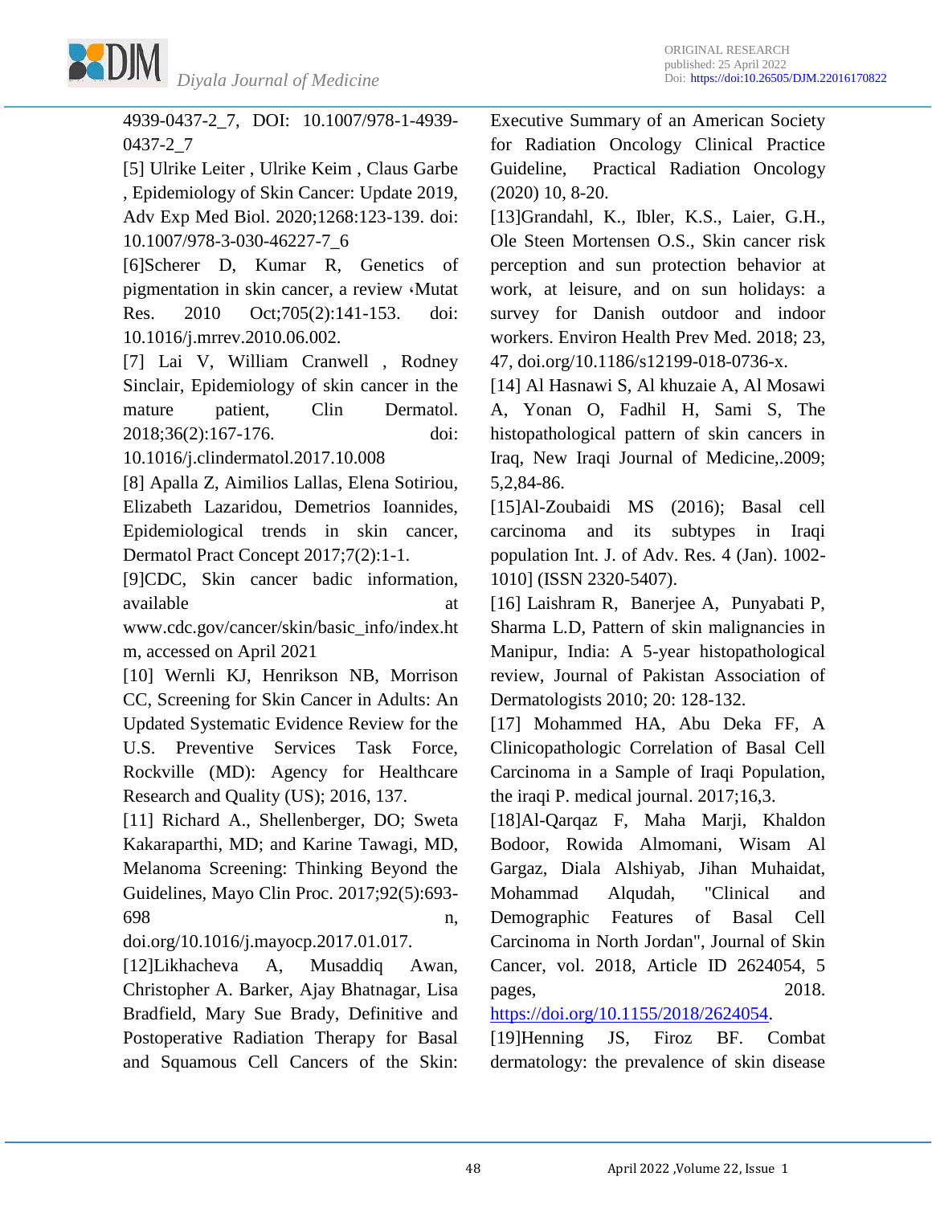4939-0437-2_7, DOI: 10.1007/978-1-4939-0437-2_7

[5] Ulrike Leiter , Ulrike Keim , Claus Garbe , Epidemiology of Skin Cancer: Update 2019, Adv Exp Med Biol. 2020;1268:123-139. doi: 10.1007/978-3-030-46227-7_6

[6]Scherer D, Kumar R, Genetics of pigmentation in skin cancer, a review ،Mutat Res. 2010 Oct;705(2):141-153. doi: 10.1016/j.mrrev.2010.06.002.

[7] Lai V, William Cranwell , Rodney Sinclair, Epidemiology of skin cancer in the mature patient, Clin Dermatol. 2018;36(2):167-176. doi: 10.1016/j.clindermatol.2017.10.008

[8] Apalla Z, Aimilios Lallas, Elena Sotiriou, Elizabeth Lazaridou, Demetrios Ioannides, Epidemiological trends in skin cancer, Dermatol Pract Concept 2017;7(2):1-1.

[9]CDC, Skin cancer badic information, available at www.cdc.gov/cancer/skin/basic_info/index.htm, accessed on April 2021

[10] Wernli KJ, Henrikson NB, Morrison CC, Screening for Skin Cancer in Adults: An Updated Systematic Evidence Review for the U.S. Preventive Services Task Force, Rockville (MD): Agency for Healthcare Research and Quality (US); 2016, 137.

[11] Richard A., Shellenberger, DO; Sweta Kakaraparthi, MD; and Karine Tawagi, MD, Melanoma Screening: Thinking Beyond the Guidelines, Mayo Clin Proc. 2017;92(5):693-698 n, doi.org/10.1016/j.mayocp.2017.01.017.

[12]Likhacheva A, Musaddiq Awan, Christopher A. Barker, Ajay Bhatnagar, Lisa Bradfield, Mary Sue Brady, Definitive and Postoperative Radiation Therapy for Basal and Squamous Cell Cancers of the Skin: Executive Summary of an American Society for Radiation Oncology Clinical Practice Guideline, Practical Radiation Oncology (2020) 10, 8-20.

[13]Grandahl, K., Ibler, K.S., Laier, G.H., Ole Steen Mortensen O.S., Skin cancer risk perception and sun protection behavior at work, at leisure, and on sun holidays: a survey for Danish outdoor and indoor workers. Environ Health Prev Med. 2018; 23, 47, doi.org/10.1186/s12199-018-0736-x.

[14] Al Hasnawi S, Al khuzaie A, Al Mosawi A, Yonan O, Fadhil H, Sami S, The histopathological pattern of skin cancers in Iraq, New Iraqi Journal of Medicine,.2009; 5,2,84-86.

[15]Al-Zoubaidi MS (2016); Basal cell carcinoma and its subtypes in Iraqi population Int. J. of Adv. Res. 4 (Jan). 1002-1010] (ISSN 2320-5407).

[16] Laishram R, Banerjee A, Punyabati P, Sharma L.D, Pattern of skin malignancies in Manipur, India: A 5-year histopathological review, Journal of Pakistan Association of Dermatologists 2010; 20: 128-132.

[17] Mohammed HA, Abu Deka FF, A Clinicopathologic Correlation of Basal Cell Carcinoma in a Sample of Iraqi Population, the iraqi P. medical journal. 2017;16,3.

[18]Al-Qarqaz F, Maha Marji, Khaldon Bodoor, Rowida Almomani, Wisam Al Gargaz, Diala Alshiyab, Jihan Muhaidat, Mohammad Alqudah, "Clinical and Demographic Features of Basal Cell Carcinoma in North Jordan", Journal of Skin Cancer, vol. 2018, Article ID 2624054, 5 pages, 2018. https://doi.org/10.1155/2018/2624054.

[19]Henning JS, Firoz BF. Combat dermatology: the prevalence of skin disease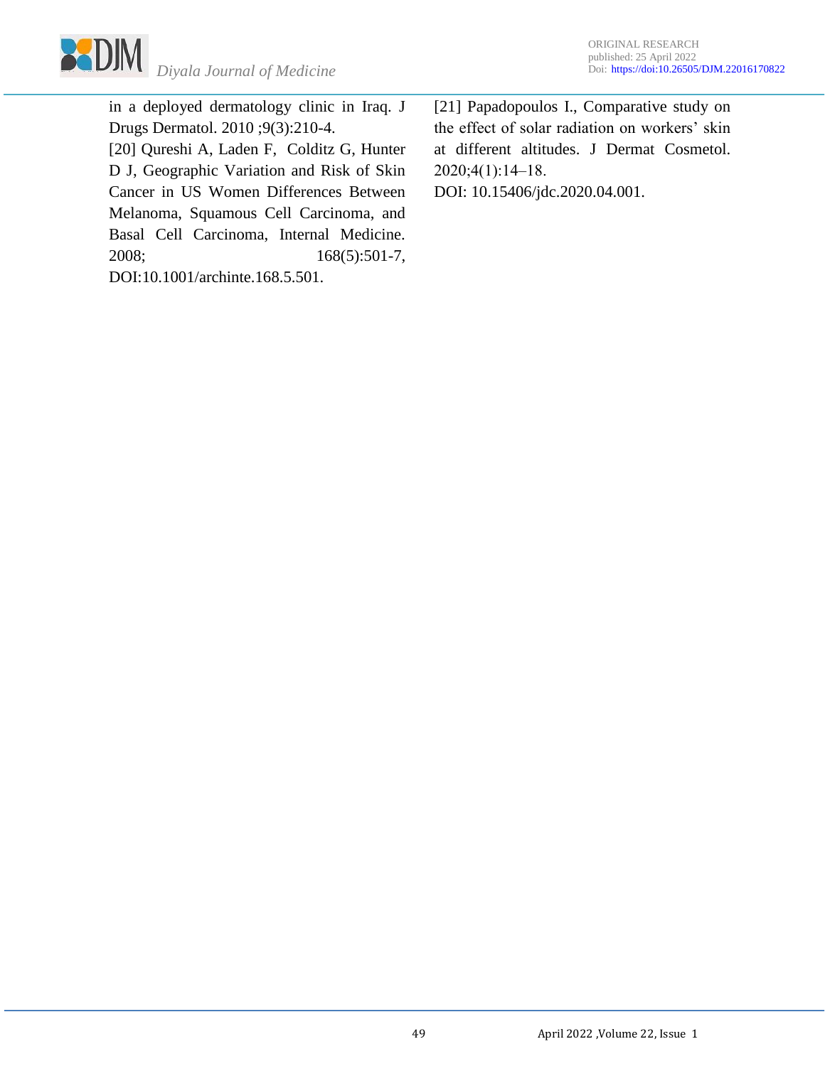in a deployed dermatology clinic in Iraq. J Drugs Dermatol. 2010 ;9(3):210-4.

[20] Qureshi A, Laden F, Colditz G, Hunter D J, Geographic Variation and Risk of Skin Cancer in US Women Differences Between Melanoma, Squamous Cell Carcinoma, and Basal Cell Carcinoma, Internal Medicine. 2008; 168(5):501-7, DOI:10.1001/archinte.168.5.501.

[21] Papadopoulos I., Comparative study on the effect of solar radiation on workers' skin at different altitudes. J Dermat Cosmetol. 2020;4(1):14–18.
DOI: 10.15406/jdc.2020.04.001.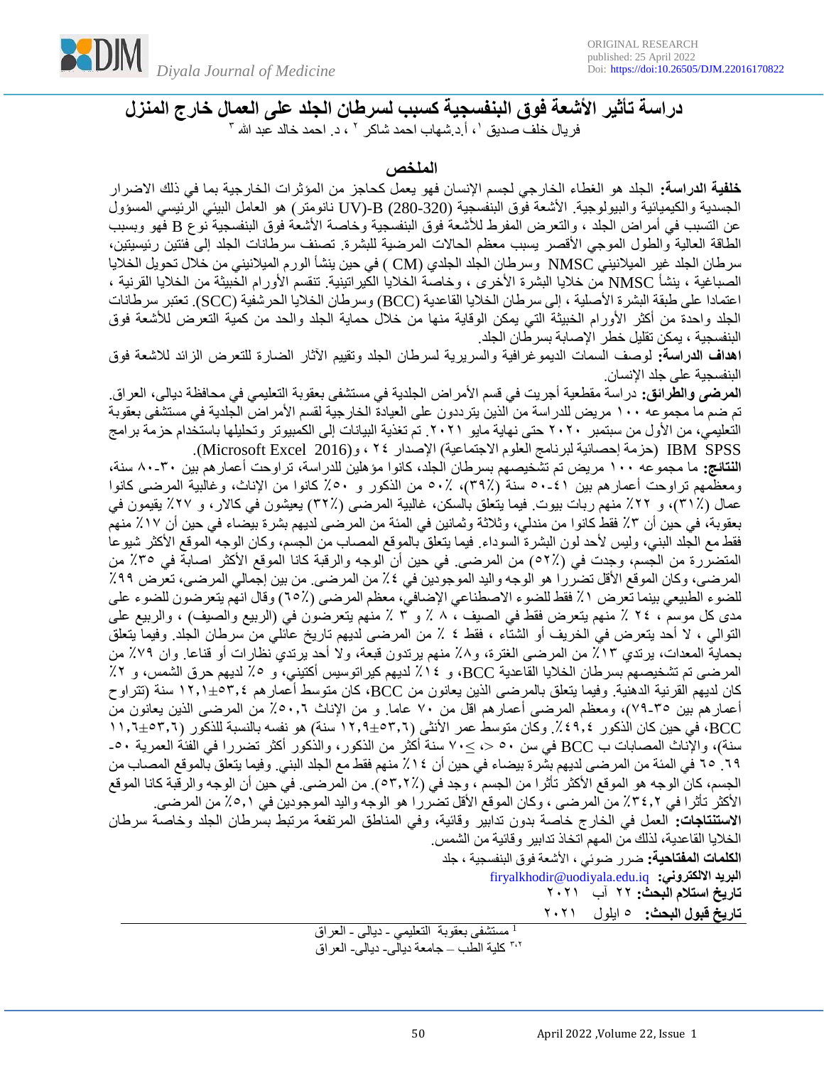# دراسة تأثير الأشعة فوق البنفسجية كسبب لسرطان الجلد على العمال خارج المنزل

فريال خلف صديق [١]، أ.د.شهاب احمد شاكر [٢]، د. احمد خالد عبد الله [٣]

## الملخص

**خلفية الدراسة:** الجلد هو الغطاء الخارجي لجسم الإنسان فهو يعمل كحاجز من المؤثرات الخارجية بما في ذلك الاضرار الجسدية والكيميائية والبيولوجية. الأشعة فوق البنفسجية (UV)-B (280-320 نانومتر) هو العامل البيئي الرئيسي المسؤول عن التسبب في أمراض الجلد ، والتعرض المفرط للأشعة فوق البنفسجية وخاصة الأشعة فوق البنفسجية نوع B فهو وبسبب الطاقة العالية والطول الموجي الأقصر يسبب معظم الحالات المرضية للبشرة. تصنف سرطانات الجلد إلى فئتين رئيسيتين، سرطان الجلد غير الميلانيني NMSC وسرطان الجلد الجلدي (CM ) في حين ينشأ الورم الميلانيني من خلال تحويل الخلايا الصباغية ، ينشأ NMSC من خلايا البشرة الأخرى ، وخاصة الخلايا الكيراتينية. تنقسم الأورام الخبيثة من الخلايا القرنية ، اعتمادا على طبقة البشرة الأصلية ، إلى سرطان الخلايا القاعدية (BCC) وسرطان الخلايا الحرشفية (SCC). تعتبر سرطانات الجلد واحدة من أكثر الأورام الخبيثة التي يمكن الوقاية منها من خلال حماية الجلد والحد من كمية التعرض للأشعة فوق البنفسجية ، يمكن تقليل خطر الإصابة بسرطان الجلد.

**اهداف الدراسة:** لوصف السمات الديموغرافية والسريرية لسرطان الجلد وتقييم الآثار الضارة للتعرض الزائد للاشعة فوق البنفسجية على جلد الإنسان.

**المرضى والطرائق:** دراسة مقطعية أجريت في قسم الأمراض الجلدية في مستشفى بعقوبة التعليمي في محافظة ديالى، العراق. تم ضم ما مجموعه ١٠٠ مريض للدراسة من الذين يترددون على العيادة الخارجية لقسم الأمراض الجلدية في مستشفى بعقوبة التعليمي، من الأول من سبتمبر ٢٠٢٠ حتى نهاية مايو ٢٠٢١. تم تغذية البيانات إلى الكمبيوتر وتحليلها باستخدام حزمة برامج IBM SPSS (حزمة إحصائية لبرنامج العلوم الاجتماعية) الإصدار ٢٤ ، و(Microsoft Excel 2016).

**النتائج:** ما مجموعه ١٠٠ مريض تم تشخيصهم بسرطان الجلد، كانوا مؤهلين للدراسة، تراوحت أعمارهم بين ٣٠-٨٠ سنة، ومعظمهم تراوحت أعمارهم بين ٤١-٥٠ سنة (٣٩٪)، ٥٠٪ من الذكور و ٥٠٪ كانوا من الإناث، وغالبية المرضى كانوا عمال (٣١٪)، و ٢٢٪ منهم ربات بيوت. فيما يتعلق بالسكن، غالبية المرضى (٣٢٪) يعيشون في كالار، و ٢٧٪ يقيمون في بعقوبة، في حين أن ٣٪ فقط كانوا من مندلي، وثلاثة وثمانين في المئة من المرضى لديهم بشرة بيضاء في حين أن ١٧٪ منهم فقط مع الجلد البني، وليس لأحد لون البشرة السوداء. فيما يتعلق بالموقع المصاب من الجسم، وكان الوجه الموقع الأكثر شيوعا المتضررة من الجسم، وجدت في (٥٢٪) من المرضى. في حين أن الوجه والرقبة كانا الموقع الأكثر اصابة في ٣٥٪ من المرضى، وكان الموقع الأقل تضررا هو الوجه واليد الموجودين في ٤٪ من المرضى. من بين إجمالي المرضى، تعرض ٩٩٪ للضوء الطبيعي بينما تعرض ١٪ فقط للضوء الاصطناعي الإضافي، معظم المرضى (٦٥٪) وقال انهم يتعرضون للضوء على مدى كل موسم ، ٢٤ ٪ منهم يتعرض فقط في الصيف ، ٨ ٪ و ٣ ٪ منهم يتعرضون في (الربيع والصيف) ، والربيع على التوالي ، لا أحد يتعرض في الخريف أو الشتاء ، فقط ٤ ٪ من المرضى لديهم تاريخ عائلي من سرطان الجلد. وفيما يتعلق بحماية المعدات، يرتدي ١٣٪ من المرضى الغترة، و٨٪ منهم يرتدون قبعة، ولا أحد يرتدي نظارات أو قناعا. وان ٧٩٪ من المرضى تم تشخيصهم بسرطان الخلايا القاعدية BCC، و ١٤٪ لديهم كيراتوسيس أكتيني، و ٥٪ لديهم حرق الشمس، و ٢٪ كان لديهم القرنية الدهنية. وفيما يتعلق بالمرضى الذين يعانون من BCC، كان متوسط أعمارهم ٥٣,٤±١٢,١ سنة (تتراوح أعمارهم بين ٣٥-٧٩)، ومعظم المرضى أعمارهم اقل من ٧٠ عاما. و من الاناث ٥٠,٦٪ من المرضى الذين يعانون من BCC، في حين كان الذكور ٤٩,٤٪. وكان متوسط عمر الأنثى (٥٣,٦±١٢,٩ سنة) هو نفسه بالنسبة للذكور (٥٣,٦±١١,٦ سنة)، والإناث المصابات ب BCC في سن ٥٠ <، ≥٧٠ سنة أكثر من الذكور، والذكور أكثر تضررا في الفئة العمرية ٥٠-٦٩. ٦٥ في المئة من المرضى لديهم بشرة بيضاء في حين أن ١٤٪ منهم فقط مع الجلد البني. وفيما يتعلق بالموقع المصاب من الجسم، كان الوجه هو الموقع الأكثر تأثرا من الجسم ، وجد في (٥٣,٢٪). من المرضى. في حين أن الوجه والرقبة كانا الموقع الأكثر تأثرا في ٣٤,٢٪ من المرضى ، وكان الموقع الأقل تضررا هو الوجه واليد الموجودين في ٥,١٪ من المرضى.

**الاستنتاجات:** العمل في الخارج خاصة بدون تدابير وقائية، وفي المناطق المرتفعة مرتبط بسرطان الجلد وخاصة سرطان الخلايا القاعدية، لذلك من المهم اتخاذ تدابير وقائية من الشمس.

**الكلمات المفتاحية:** ضرر ضوئي ، الأشعة فوق البنفسجية ، جلد

**البريد الالكتروني:** firyalkhodir@uodiyala.edu.iq

**تاريخ استلام البحث:** ٢٢ آب ٢٠٢١

**تاريخ قبول البحث:** ٥ ايلول ٢٠٢١

---

[١] مستشفى بعقوبة التعليمي - ديالى - العراق

[٢،٣] كلية الطب – جامعة ديالى- ديالى- العراق